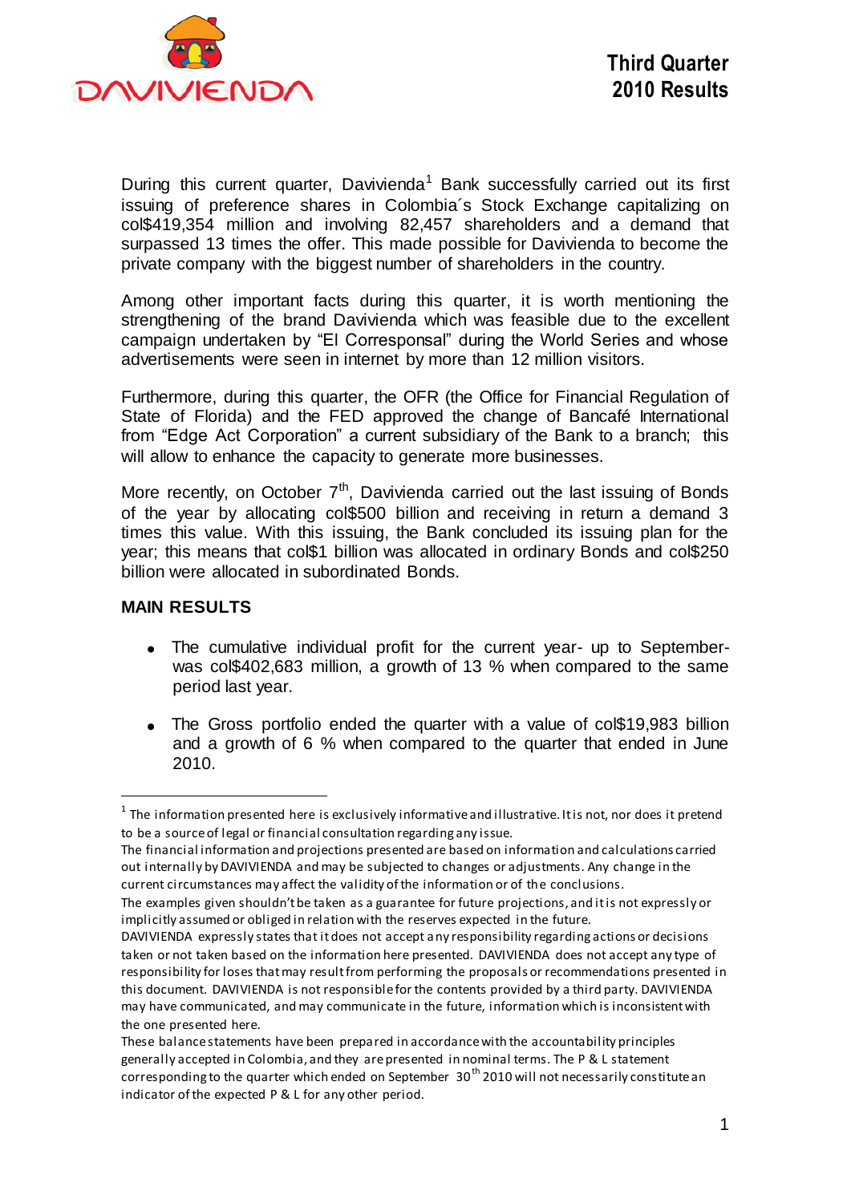# Third Quarter 2010 Results

During this current quarter, Davivienda[1] Bank successfully carried out its first issuing of preference shares in Colombia´s Stock Exchange capitalizing on col$419,354 million and involving 82,457 shareholders and a demand that surpassed 13 times the offer. This made possible for Davivienda to become the private company with the biggest number of shareholders in the country.

Among other important facts during this quarter, it is worth mentioning the strengthening of the brand Davivienda which was feasible due to the excellent campaign undertaken by "El Corresponsal" during the World Series and whose advertisements were seen in internet by more than 12 million visitors.

Furthermore, during this quarter, the OFR (the Office for Financial Regulation of State of Florida) and the FED approved the change of Bancafé International from "Edge Act Corporation" a current subsidiary of the Bank to a branch; this will allow to enhance the capacity to generate more businesses.

More recently, on October 7th, Davivienda carried out the last issuing of Bonds of the year by allocating col$500 billion and receiving in return a demand 3 times this value. With this issuing, the Bank concluded its issuing plan for the year; this means that col$1 billion was allocated in ordinary Bonds and col$250 billion were allocated in subordinated Bonds.

## MAIN RESULTS

- The cumulative individual profit for the current year- up to September- was col$402,683 million, a growth of 13 % when compared to the same period last year.
- The Gross portfolio ended the quarter with a value of col$19,983 billion and a growth of 6 % when compared to the quarter that ended in June 2010.

---

[1] The information presented here is exclusively informative and illustrative. It is not, nor does it pretend to be a source of legal or financial consultation regarding any issue.
The financial information and projections presented are based on information and calculations carried out internally by DAVIVIENDA and may be subjected to changes or adjustments. Any change in the current circumstances may affect the validity of the information or of the conclusions.
The examples given shouldn't be taken as a guarantee for future projections, and it is not expressly or implicitly assumed or obliged in relation with the reserves expected in the future.
DAVIVIENDA expressly states that it does not accept any responsibility regarding actions or decisions taken or not taken based on the information here presented. DAVIVIENDA does not accept any type of responsibility for loses that may result from performing the proposals or recommendations presented in this document. DAVIVIENDA is not responsible for the contents provided by a third party. DAVIVIENDA may have communicated, and may communicate in the future, information which is inconsistent with the one presented here.
These balance statements have been prepared in accordance with the accountability principles generally accepted in Colombia, and they are presented in nominal terms. The P & L statement corresponding to the quarter which ended on September 30th 2010 will not necessarily constitute an indicator of the expected P & L for any other period.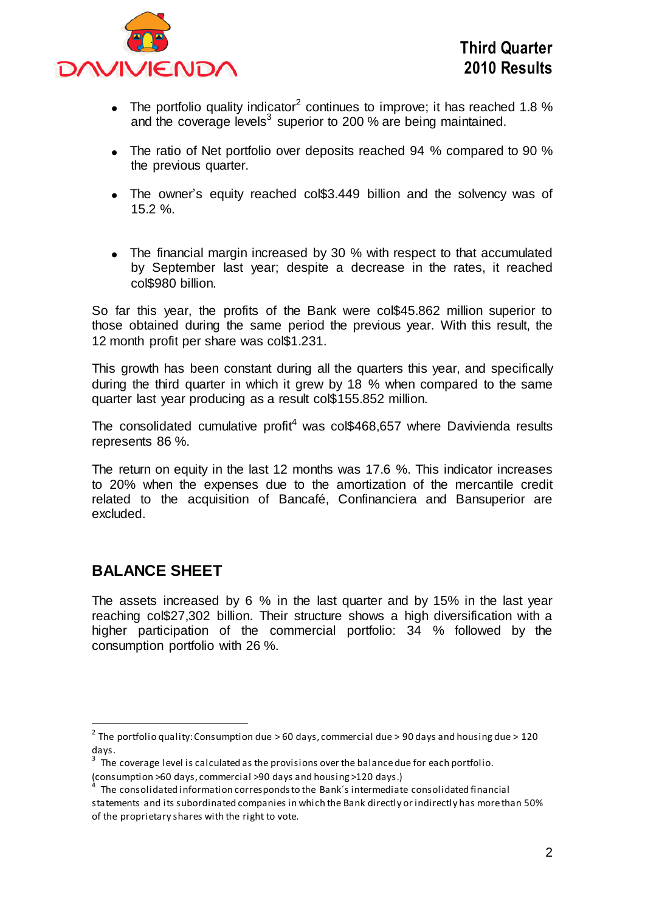- The portfolio quality indicator[2] continues to improve; it has reached 1.8 % and the coverage levels[3] superior to 200 % are being maintained.

- The ratio of Net portfolio over deposits reached 94 % compared to 90 % the previous quarter.

- The owner's equity reached col$3.449 billion and the solvency was of 15.2 %.

- The financial margin increased by 30 % with respect to that accumulated by September last year; despite a decrease in the rates, it reached col$980 billion.

So far this year, the profits of the Bank were col$45.862 million superior to those obtained during the same period the previous year. With this result, the 12 month profit per share was col$1.231.

This growth has been constant during all the quarters this year, and specifically during the third quarter in which it grew by 18 % when compared to the same quarter last year producing as a result col$155.852 million.

The consolidated cumulative profit[4] was col$468,657 where Davivienda results represents 86 %.

The return on equity in the last 12 months was 17.6 %. This indicator increases to 20% when the expenses due to the amortization of the mercantile credit related to the acquisition of Bancafé, Confinanciera and Bansuperior are excluded.

## BALANCE SHEET

The assets increased by 6 % in the last quarter and by 15% in the last year reaching col$27,302 billion. Their structure shows a high diversification with a higher participation of the commercial portfolio: 34 % followed by the consumption portfolio with 26 %.

---

[2] The portfolio quality: Consumption due > 60 days, commercial due > 90 days and housing due > 120 days.

[3] The coverage level is calculated as the provisions over the balance due for each portfolio. (consumption >60 days, commercial >90 days and housing >120 days.)

[4] The consolidated information corresponds to the Bank´s intermediate consolidated financial statements and its subordinated companies in which the Bank directly or indirectly has more than 50% of the proprietary shares with the right to vote.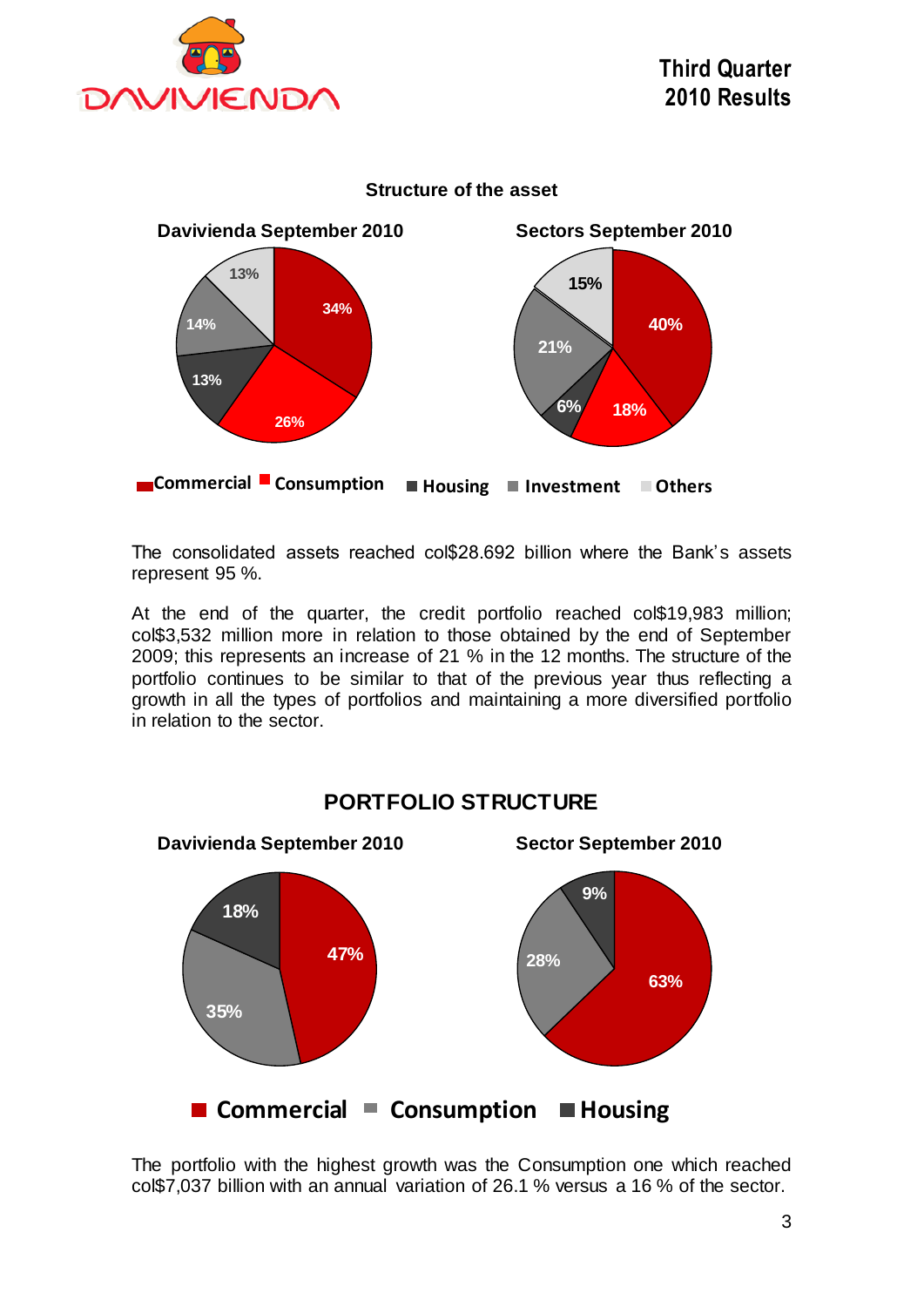## Structure of the asset

**Davivienda September 2010** | **Sectors September 2010**

| Category | Davivienda September 2010 | Sectors September 2010 |
|---|---|---|
| Commercial | 34% | 40% |
| Consumption | 26% | 18% |
| Housing | 13% | 6% |
| Investment | 14% | 21% |
| Others | 13% | 15% |

The consolidated assets reached col$28.692 billion where the Bank's assets represent 95 %.

At the end of the quarter, the credit portfolio reached col$19,983 million; col$3,532 million more in relation to those obtained by the end of September 2009; this represents an increase of 21 % in the 12 months. The structure of the portfolio continues to be similar to that of the previous year thus reflecting a growth in all the types of portfolios and maintaining a more diversified portfolio in relation to the sector.

## PORTFOLIO STRUCTURE

| Category | Davivienda September 2010 | Sector September 2010 |
|---|---|---|
| Commercial | 47% | 63% |
| Consumption | 35% | 28% |
| Housing | 18% | 9% |

The portfolio with the highest growth was the Consumption one which reached col$7,037 billion with an annual variation of 26.1 % versus a 16 % of the sector.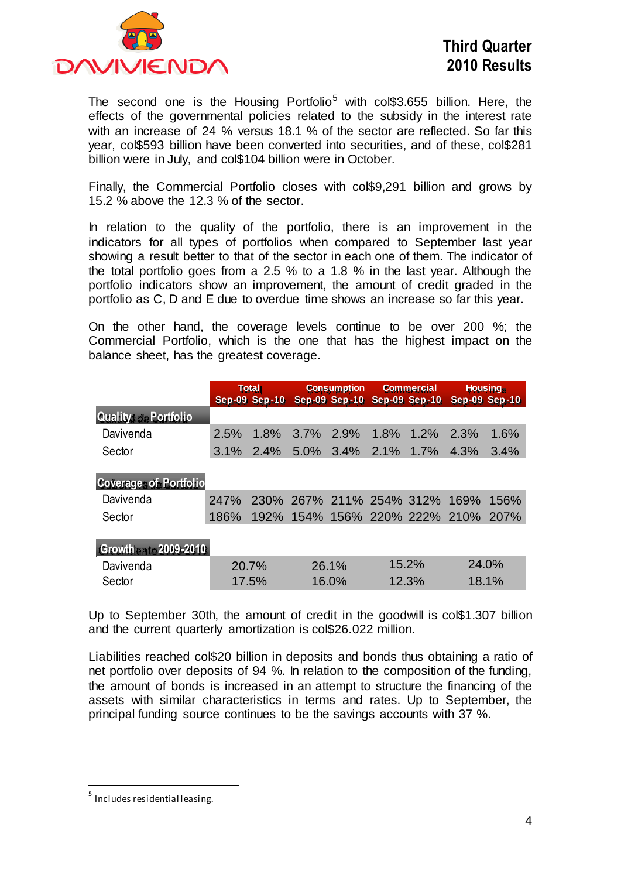The second one is the Housing Portfolio[5] with col$3.655 billion. Here, the effects of the governmental policies related to the subsidy in the interest rate with an increase of 24 % versus 18.1 % of the sector are reflected. So far this year, col$593 billion have been converted into securities, and of these, col$281 billion were in July, and col$104 billion were in October.

Finally, the Commercial Portfolio closes with col$9,291 billion and grows by 15.2 % above the 12.3 % of the sector.

In relation to the quality of the portfolio, there is an improvement in the indicators for all types of portfolios when compared to September last year showing a result better to that of the sector in each one of them. The indicator of the total portfolio goes from a 2.5 % to a 1.8 % in the last year. Although the portfolio indicators show an improvement, the amount of credit graded in the portfolio as C, D and E due to overdue time shows an increase so far this year.

On the other hand, the coverage levels continue to be over 200 %; the Commercial Portfolio, which is the one that has the highest impact on the balance sheet, has the greatest coverage.

| | Total | | Consumption | | Commercial | | Housing | |
|---|---|---|---|---|---|---|---|---|
| | Sep-09 | Sep-10 | Sep-09 | Sep-10 | Sep-09 | Sep-10 | Sep-09 | Sep-10 |
| **Quality of Portfolio** | | | | | | | | |
| Davivenda | 2.5% | 1.8% | 3.7% | 2.9% | 1.8% | 1.2% | 2.3% | 1.6% |
| Sector | 3.1% | 2.4% | 5.0% | 3.4% | 2.1% | 1.7% | 4.3% | 3.4% |
| **Coverage of Portfolio** | | | | | | | | |
| Davivenda | 247% | 230% | 267% | 211% | 254% | 312% | 169% | 156% |
| Sector | 186% | 192% | 154% | 156% | 220% | 222% | 210% | 207% |
| **Growth 2009-2010** | | | | | | | | |
| Davivenda | 20.7% | | 26.1% | | 15.2% | | 24.0% | |
| Sector | 17.5% | | 16.0% | | 12.3% | | 18.1% | |

Up to September 30th, the amount of credit in the goodwill is col$1.307 billion and the current quarterly amortization is col$26.022 million.

Liabilities reached col$20 billion in deposits and bonds thus obtaining a ratio of net portfolio over deposits of 94 %. In relation to the composition of the funding, the amount of bonds is increased in an attempt to structure the financing of the assets with similar characteristics in terms and rates. Up to September, the principal funding source continues to be the savings accounts with 37 %.

[5] Includes residential leasing.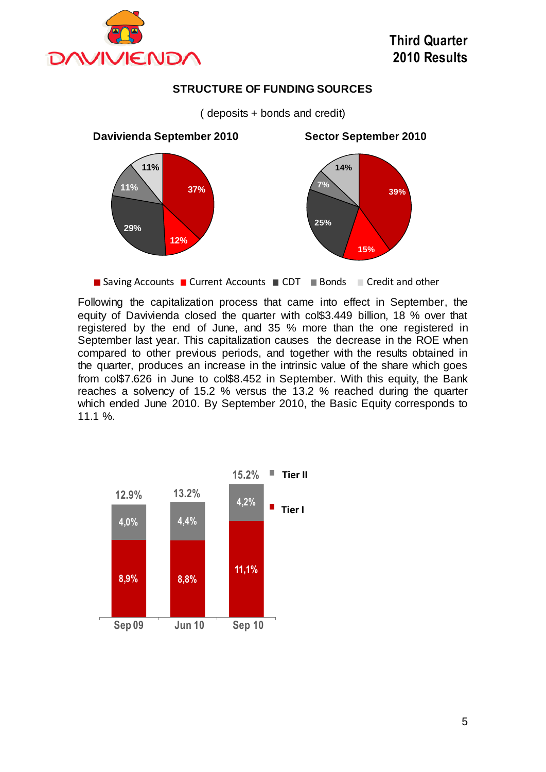## STRUCTURE OF FUNDING SOURCES

( deposits + bonds and credit)

**Davivienda September 2010**

| Saving Accounts | Current Accounts | CDT | Bonds | Credit and other |
|---|---|---|---|---|
| 37% | 12% | 29% | 11% | 11% |

**Sector September 2010**

| Saving Accounts | Current Accounts | CDT | Bonds | Credit and other |
|---|---|---|---|---|
| 39% | 15% | 25% | 7% | 14% |

Following the capitalization process that came into effect in September, the equity of Davivienda closed the quarter with col$3.449 billion, 18 % over that registered by the end of June, and 35 % more than the one registered in September last year. This capitalization causes the decrease in the ROE when compared to other previous periods, and together with the results obtained in the quarter, produces an increase in the intrinsic value of the share which goes from col$7.626 in June to col$8.452 in September. With this equity, the Bank reaches a solvency of 15.2 % versus the 13.2 % reached during the quarter which ended June 2010. By September 2010, the Basic Equity corresponds to 11.1 %.

| | Sep 09 | Jun 10 | Sep 10 |
|---|---|---|---|
| Tier II | 4,0% | 4,4% | 4,2% |
| Tier I | 8,9% | 8,8% | 11,1% |
| Total | 12.9% | 13.2% | 15.2% |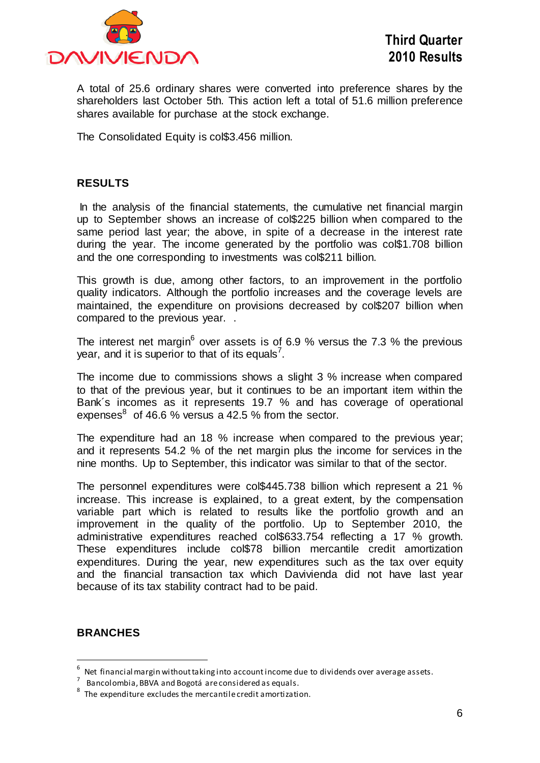A total of 25.6 ordinary shares were converted into preference shares by the shareholders last October 5th. This action left a total of 51.6 million preference shares available for purchase at the stock exchange.

The Consolidated Equity is col$3.456 million.

## RESULTS

In the analysis of the financial statements, the cumulative net financial margin up to September shows an increase of col$225 billion when compared to the same period last year; the above, in spite of a decrease in the interest rate during the year. The income generated by the portfolio was col$1.708 billion and the one corresponding to investments was col$211 billion.

This growth is due, among other factors, to an improvement in the portfolio quality indicators. Although the portfolio increases and the coverage levels are maintained, the expenditure on provisions decreased by col$207 billion when compared to the previous year. .

The interest net margin[6] over assets is of 6.9 % versus the 7.3 % the previous year, and it is superior to that of its equals[7].

The income due to commissions shows a slight 3 % increase when compared to that of the previous year, but it continues to be an important item within the Bank´s incomes as it represents 19.7 % and has coverage of operational expenses[8] of 46.6 % versus a 42.5 % from the sector.

The expenditure had an 18 % increase when compared to the previous year; and it represents 54.2 % of the net margin plus the income for services in the nine months. Up to September, this indicator was similar to that of the sector.

The personnel expenditures were col$445.738 billion which represent a 21 % increase. This increase is explained, to a great extent, by the compensation variable part which is related to results like the portfolio growth and an improvement in the quality of the portfolio. Up to September 2010, the administrative expenditures reached col$633.754 reflecting a 17 % growth. These expenditures include col$78 billion mercantile credit amortization expenditures. During the year, new expenditures such as the tax over equity and the financial transaction tax which Davivienda did not have last year because of its tax stability contract had to be paid.

## BRANCHES

---

[6] Net financial margin without taking into account income due to dividends over average assets.

[7] Bancolombia, BBVA and Bogotá are considered as equals.

[8] The expenditure excludes the mercantile credit amortization.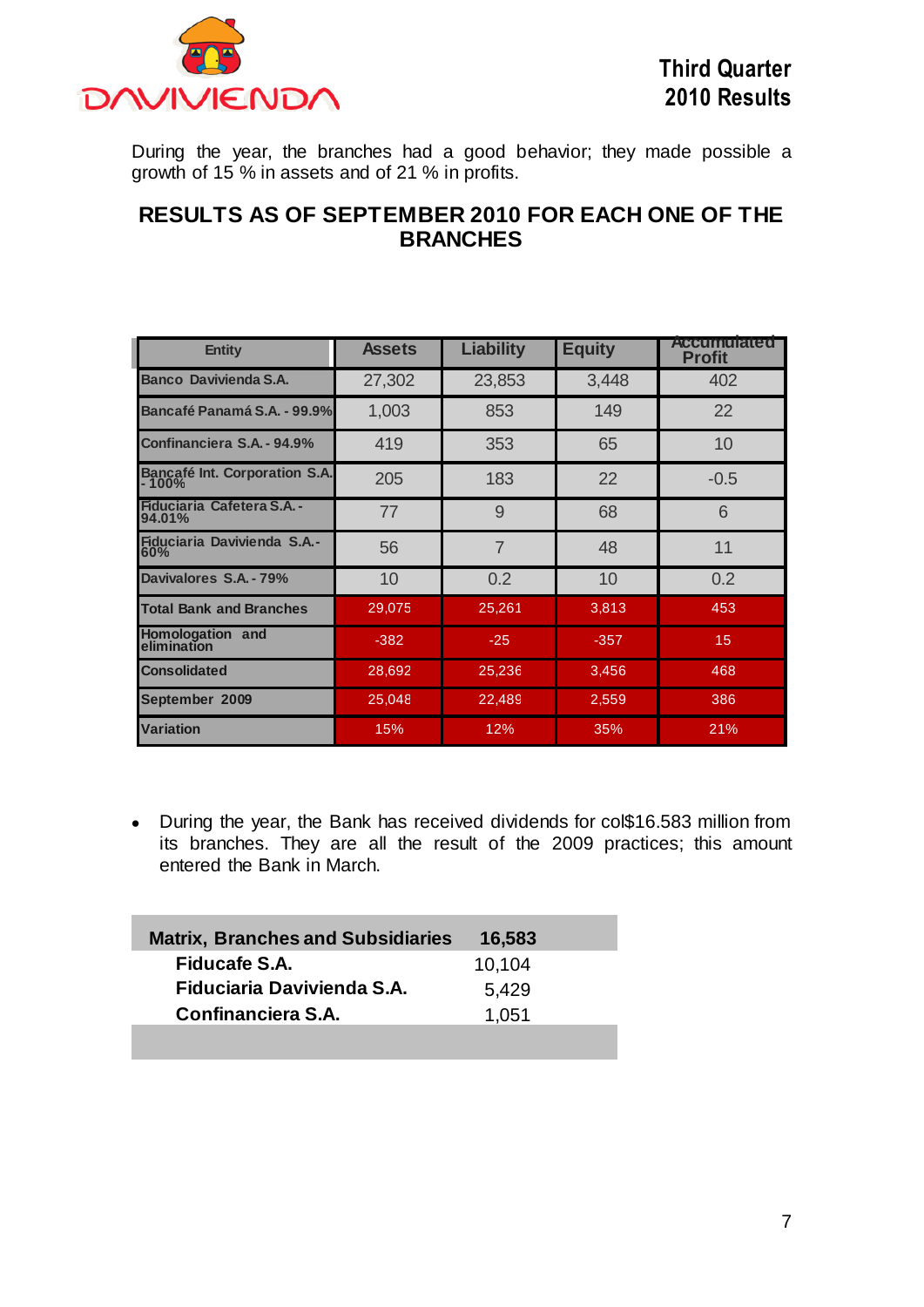During the year, the branches had a good behavior; they made possible a growth of 15 % in assets and of 21 % in profits.

## RESULTS AS OF SEPTEMBER 2010 FOR EACH ONE OF THE BRANCHES

| Entity | Assets | Liability | Equity | Accumulated Profit |
|---|---|---|---|---|
| Banco Davivienda S.A. | 27,302 | 23,853 | 3,448 | 402 |
| Bancafé Panamá S.A. - 99.9% | 1,003 | 853 | 149 | 22 |
| Confinanciera S.A. - 94.9% | 419 | 353 | 65 | 10 |
| Bancafé Int. Corporation S.A. - 100% | 205 | 183 | 22 | -0.5 |
| Fiduciaria Cafetera S.A. - 94.01% | 77 | 9 | 68 | 6 |
| Fiduciaria Davivienda S.A.- 60% | 56 | 7 | 48 | 11 |
| Davivalores S.A. - 79% | 10 | 0.2 | 10 | 0.2 |
| Total Bank and Branches | 29,075 | 25,261 | 3,813 | 453 |
| Homologation and elimination | -382 | -25 | -357 | 15 |
| Consolidated | 28,692 | 25,236 | 3,456 | 468 |
| September 2009 | 25,048 | 22,489 | 2,559 | 386 |
| Variation | 15% | 12% | 35% | 21% |

- During the year, the Bank has received dividends for col$16.583 million from its branches. They are all the result of the 2009 practices; this amount entered the Bank in March.

| Matrix, Branches and Subsidiaries | 16,583 |
|---|---|
| Fiducafe S.A. | 10,104 |
| Fiduciaria Davivienda S.A. | 5,429 |
| Confinanciera S.A. | 1,051 |